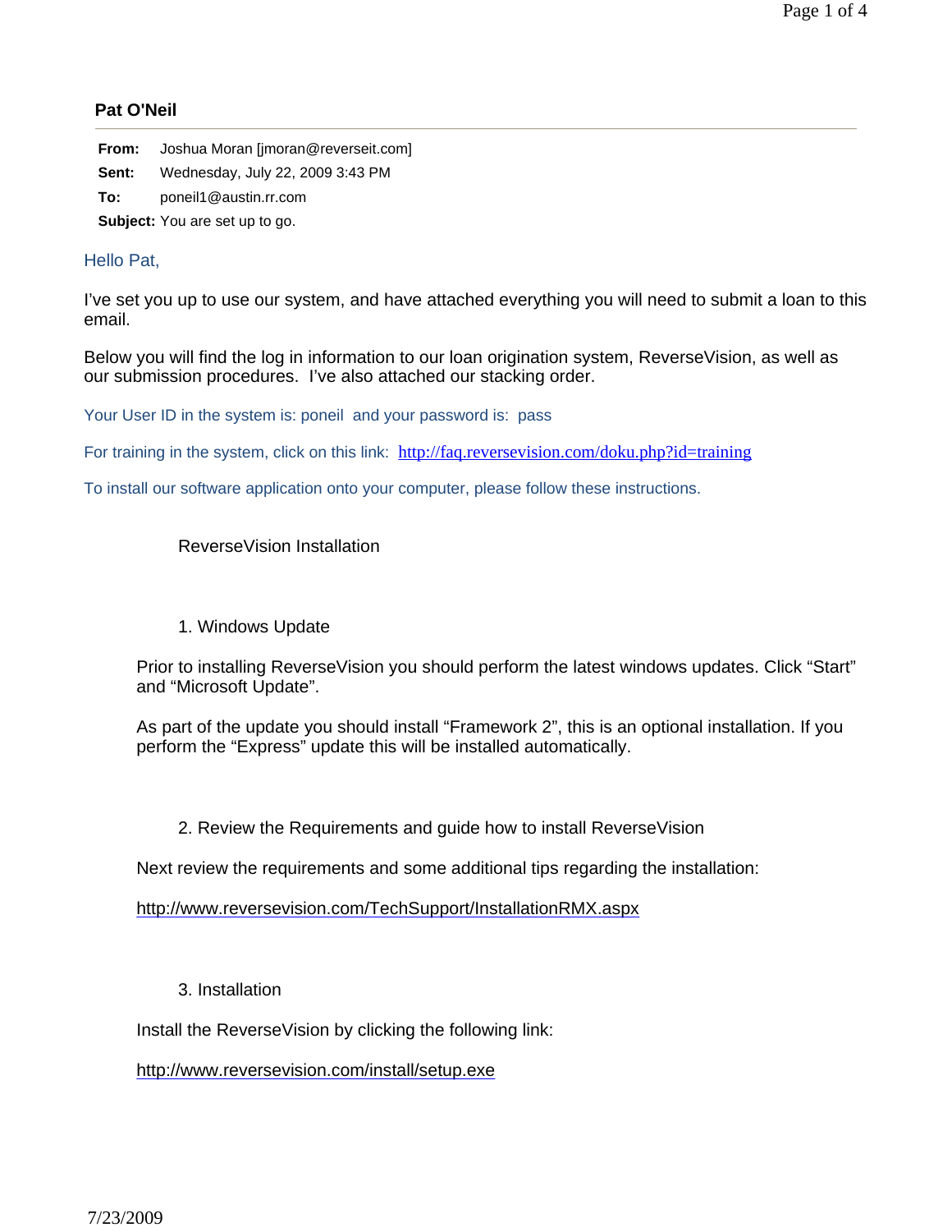**Pat O'Neil**

---

**From:** Joshua Moran [jmoran@reverseit.com]

**Sent:** Wednesday, July 22, 2009 3:43 PM

**To:** poneil1@austin.rr.com

**Subject:** You are set up to go.

Hello Pat,

I've set you up to use our system, and have attached everything you will need to submit a loan to this email.

Below you will find the log in information to our loan origination system, ReverseVision, as well as our submission procedures. I've also attached our stacking order.

Your User ID in the system is: poneil and your password is: pass

For training in the system, click on this link: http://faq.reversevision.com/doku.php?id=training

To install our software application onto your computer, please follow these instructions.

ReverseVision Installation

1. Windows Update

Prior to installing ReverseVision you should perform the latest windows updates. Click "Start" and "Microsoft Update".

As part of the update you should install "Framework 2", this is an optional installation. If you perform the "Express" update this will be installed automatically.

2. Review the Requirements and guide how to install ReverseVision

Next review the requirements and some additional tips regarding the installation:

http://www.reversevision.com/TechSupport/InstallationRMX.aspx

3. Installation

Install the ReverseVision by clicking the following link:

http://www.reversevision.com/install/setup.exe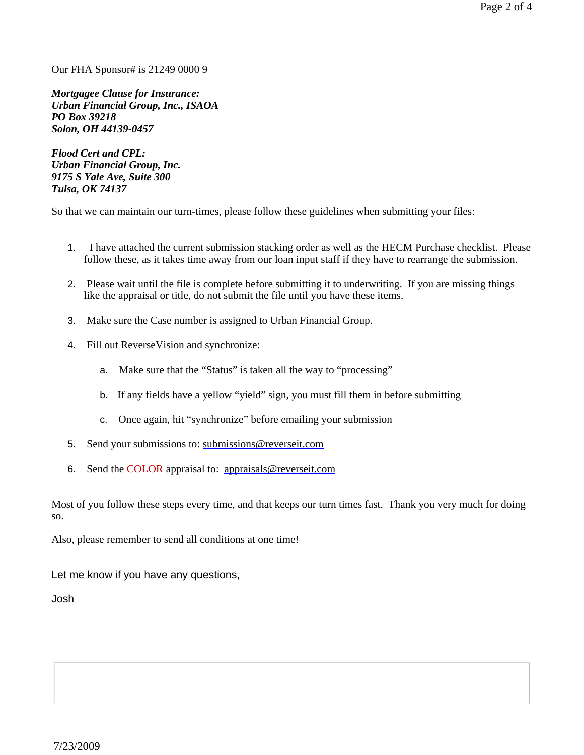Our FHA Sponsor# is 21249 0000 9

***Mortgagee Clause for Insurance:***
***Urban Financial Group, Inc., ISAOA***
***PO Box 39218***
***Solon, OH 44139-0457***

***Flood Cert and CPL:***
***Urban Financial Group, Inc.***
***9175 S Yale Ave, Suite 300***
***Tulsa, OK 74137***

So that we can maintain our turn-times, please follow these guidelines when submitting your files:

1. I have attached the current submission stacking order as well as the HECM Purchase checklist. Please follow these, as it takes time away from our loan input staff if they have to rearrange the submission.

2. Please wait until the file is complete before submitting it to underwriting. If you are missing things like the appraisal or title, do not submit the file until you have these items.

3. Make sure the Case number is assigned to Urban Financial Group.

4. Fill out ReverseVision and synchronize:

    a. Make sure that the “Status” is taken all the way to “processing”

    b. If any fields have a yellow “yield” sign, you must fill them in before submitting

    c. Once again, hit “synchronize” before emailing your submission

5. Send your submissions to: submissions@reverseit.com

6. Send the COLOR appraisal to: appraisals@reverseit.com

Most of you follow these steps every time, and that keeps our turn times fast. Thank you very much for doing so.

Also, please remember to send all conditions at one time!

Let me know if you have any questions,

Josh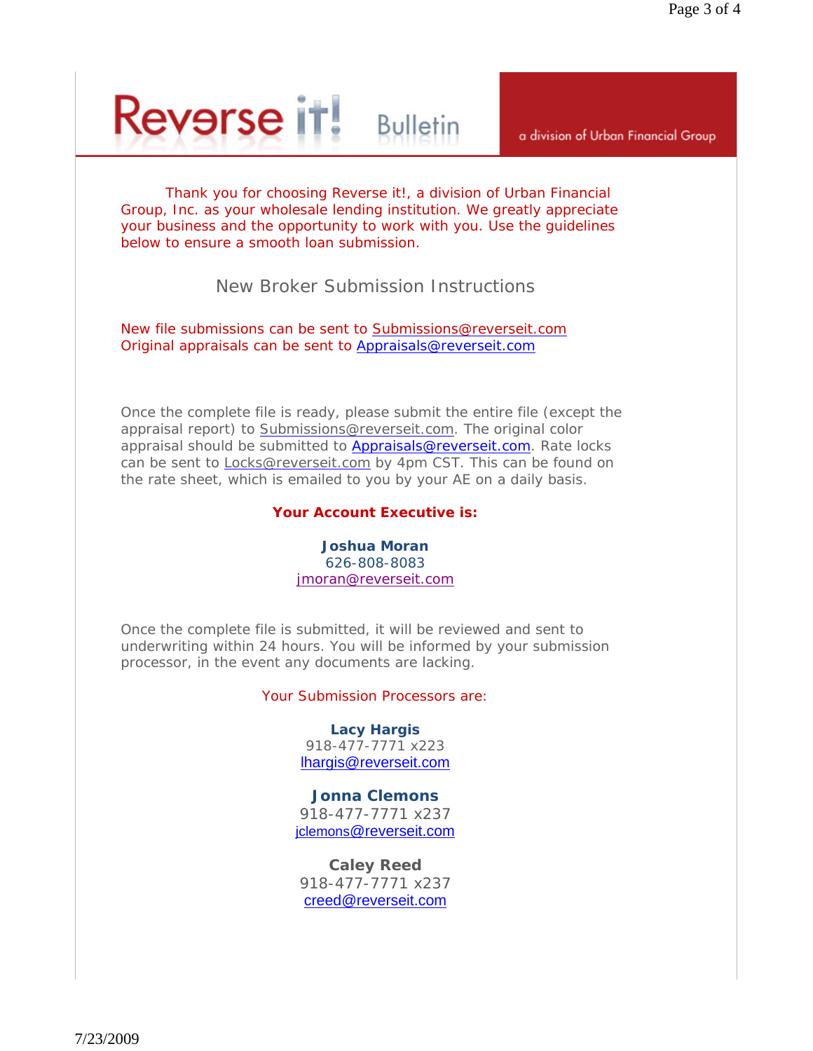# Reverse it! Bulletin

a division of Urban Financial Group

Thank you for choosing Reverse it!, a division of Urban Financial Group, Inc. as your wholesale lending institution. We greatly appreciate your business and the opportunity to work with you. Use the guidelines below to ensure a smooth loan submission.

## New Broker Submission Instructions

New file submissions can be sent to Submissions@reverseit.com
Original appraisals can be sent to Appraisals@reverseit.com

Once the complete file is ready, please submit the entire file (except the appraisal report) to Submissions@reverseit.com. The original color appraisal should be submitted to Appraisals@reverseit.com. Rate locks can be sent to Locks@reverseit.com by 4pm CST. This can be found on the rate sheet, which is emailed to you by your AE on a daily basis.

**Your Account Executive is:**

**Joshua Moran**
626-808-8083
jmoran@reverseit.com

Once the complete file is submitted, it will be reviewed and sent to underwriting within 24 hours. You will be informed by your submission processor, in the event any documents are lacking.

Your Submission Processors are:

**Lacy Hargis**
918-477-7771 x223
lhargis@reverseit.com

**Jonna Clemons**
918-477-7771 x237
jclemons@reverseit.com

**Caley Reed**
918-477-7771 x237
creed@reverseit.com

7/23/2009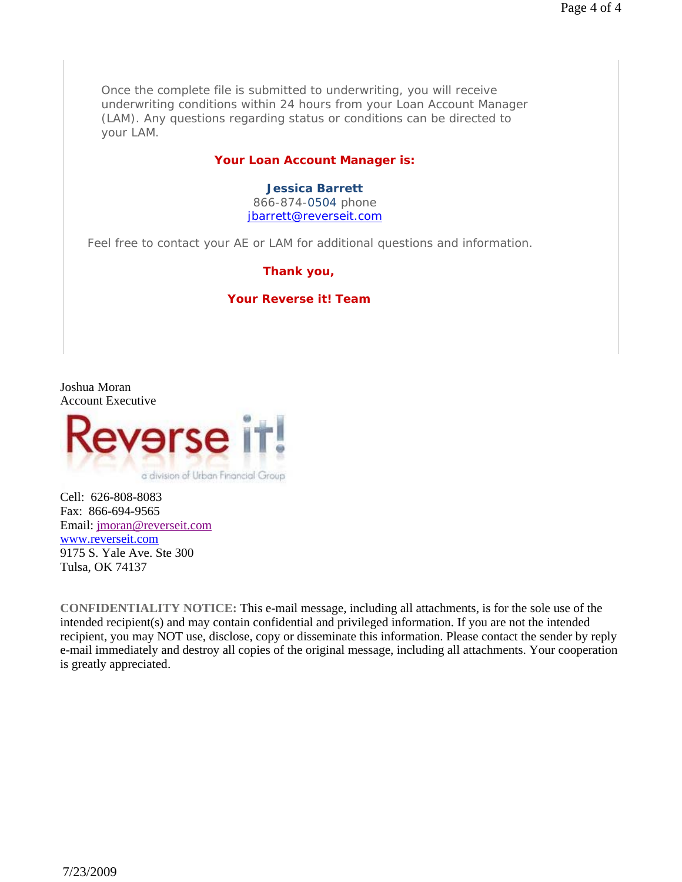Once the complete file is submitted to underwriting, you will receive underwriting conditions within 24 hours from your Loan Account Manager (LAM). Any questions regarding status or conditions can be directed to your LAM.

**Your Loan Account Manager is:**

**Jessica Barrett**
866-874-0504 phone
jbarrett@reverseit.com

Feel free to contact your AE or LAM for additional questions and information.

**Thank you,**

**Your Reverse it! Team**

Joshua Moran
Account Executive

Reverse it!
a division of Urban Financial Group

Cell: 626-808-8083
Fax: 866-694-9565
Email: jmoran@reverseit.com
www.reverseit.com
9175 S. Yale Ave. Ste 300
Tulsa, OK 74137

**CONFIDENTIALITY NOTICE:** This e-mail message, including all attachments, is for the sole use of the intended recipient(s) and may contain confidential and privileged information. If you are not the intended recipient, you may NOT use, disclose, copy or disseminate this information. Please contact the sender by reply e-mail immediately and destroy all copies of the original message, including all attachments. Your cooperation is greatly appreciated.